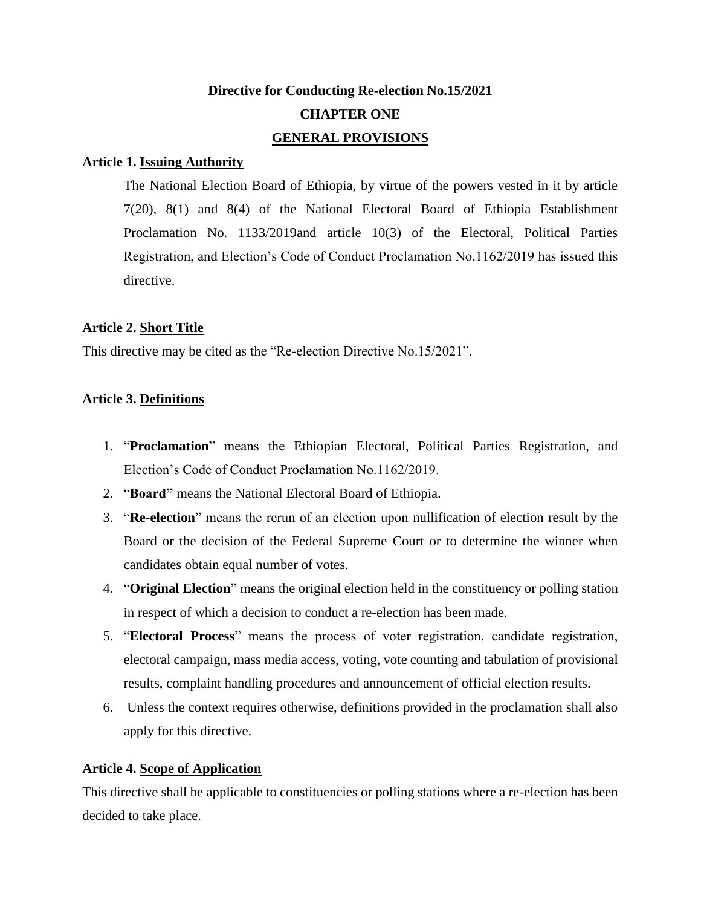# Directive for Conducting Re-election No.15/2021

## CHAPTER ONE

## GENERAL PROVISIONS

### Article 1. Issuing Authority

The National Election Board of Ethiopia, by virtue of the powers vested in it by article 7(20), 8(1) and 8(4) of the National Electoral Board of Ethiopia Establishment Proclamation No. 1133/2019and article 10(3) of the Electoral, Political Parties Registration, and Election's Code of Conduct Proclamation No.1162/2019 has issued this directive.

### Article 2. Short Title

This directive may be cited as the "Re-election Directive No.15/2021".

### Article 3. Definitions

1. "**Proclamation**" means the Ethiopian Electoral, Political Parties Registration, and Election's Code of Conduct Proclamation No.1162/2019.
2. "**Board"** means the National Electoral Board of Ethiopia.
3. "**Re-election**" means the rerun of an election upon nullification of election result by the Board or the decision of the Federal Supreme Court or to determine the winner when candidates obtain equal number of votes.
4. "**Original Election**" means the original election held in the constituency or polling station in respect of which a decision to conduct a re-election has been made.
5. "**Electoral Process**" means the process of voter registration, candidate registration, electoral campaign, mass media access, voting, vote counting and tabulation of provisional results, complaint handling procedures and announcement of official election results.
6. Unless the context requires otherwise, definitions provided in the proclamation shall also apply for this directive.

### Article 4. Scope of Application

This directive shall be applicable to constituencies or polling stations where a re-election has been decided to take place.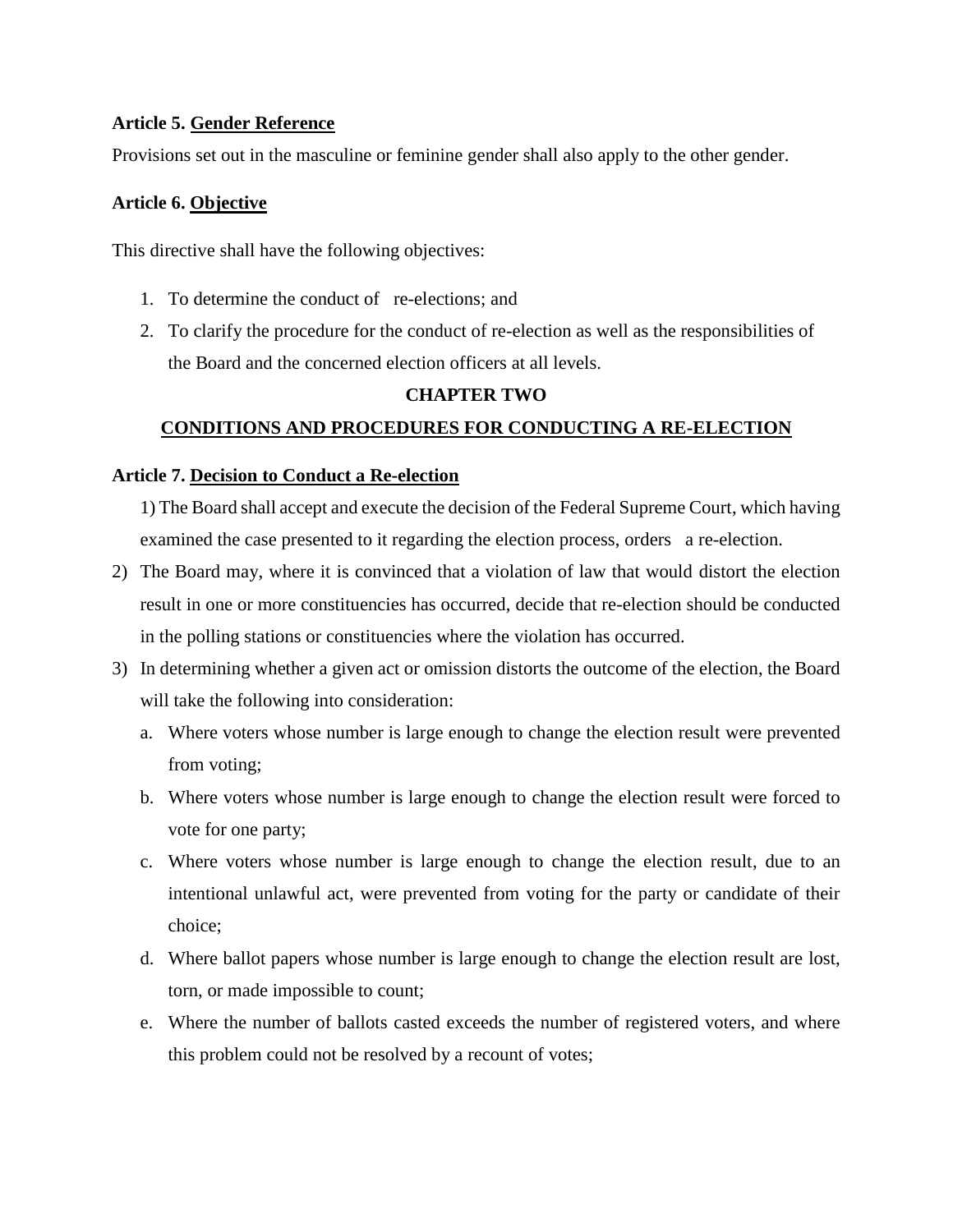**Article 5. <u>Gender Reference</u>**

Provisions set out in the masculine or feminine gender shall also apply to the other gender.

**Article 6. <u>Objective</u>**

This directive shall have the following objectives:

1. To determine the conduct of re-elections; and
2. To clarify the procedure for the conduct of re-election as well as the responsibilities of the Board and the concerned election officers at all levels.

## CHAPTER TWO

## CONDITIONS AND PROCEDURES FOR CONDUCTING A RE-ELECTION

**Article 7. <u>Decision to Conduct a Re-election</u>**

1) The Board shall accept and execute the decision of the Federal Supreme Court, which having examined the case presented to it regarding the election process, orders a re-election.

2) The Board may, where it is convinced that a violation of law that would distort the election result in one or more constituencies has occurred, decide that re-election should be conducted in the polling stations or constituencies where the violation has occurred.

3) In determining whether a given act or omission distorts the outcome of the election, the Board will take the following into consideration:

   a. Where voters whose number is large enough to change the election result were prevented from voting;

   b. Where voters whose number is large enough to change the election result were forced to vote for one party;

   c. Where voters whose number is large enough to change the election result, due to an intentional unlawful act, were prevented from voting for the party or candidate of their choice;

   d. Where ballot papers whose number is large enough to change the election result are lost, torn, or made impossible to count;

   e. Where the number of ballots casted exceeds the number of registered voters, and where this problem could not be resolved by a recount of votes;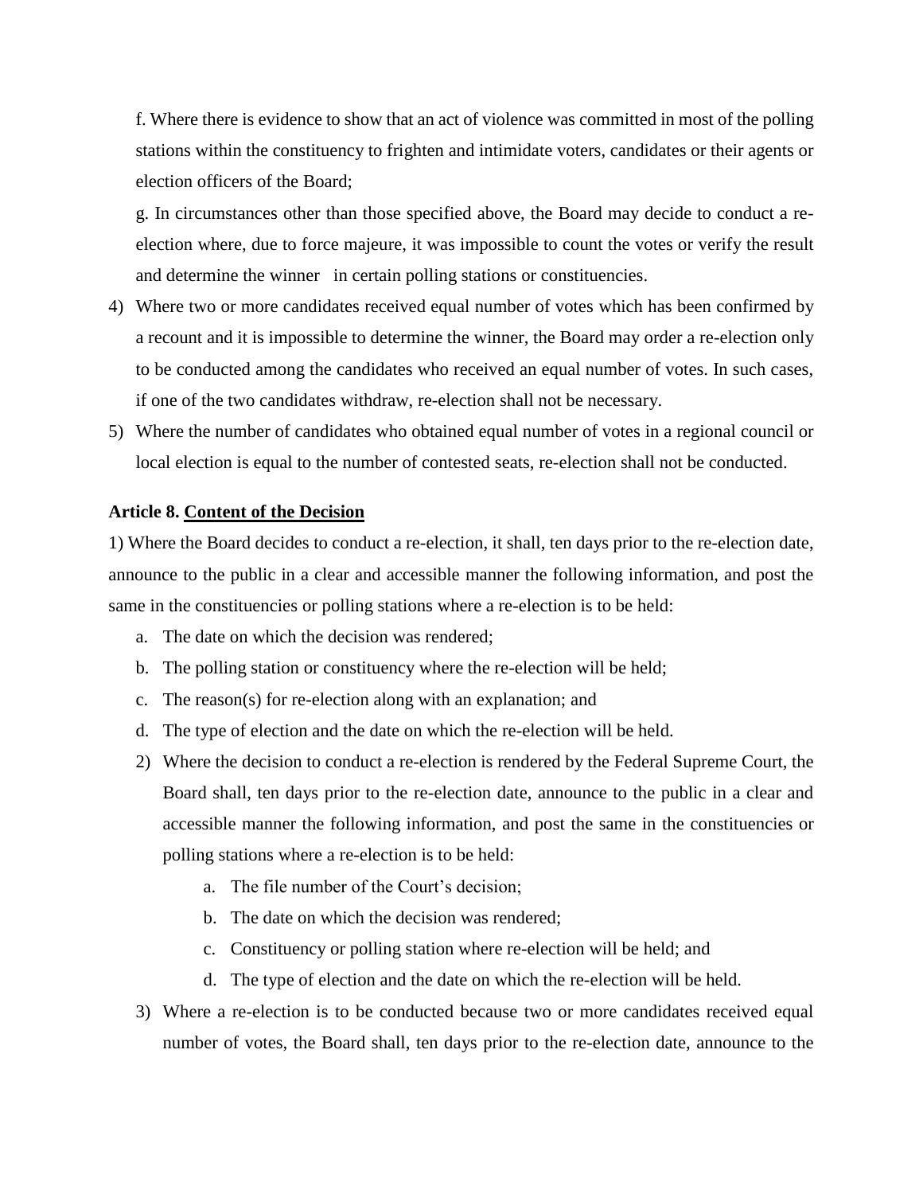f. Where there is evidence to show that an act of violence was committed in most of the polling stations within the constituency to frighten and intimidate voters, candidates or their agents or election officers of the Board;

g. In circumstances other than those specified above, the Board may decide to conduct a re-election where, due to force majeure, it was impossible to count the votes or verify the result and determine the winner in certain polling stations or constituencies.

4) Where two or more candidates received equal number of votes which has been confirmed by a recount and it is impossible to determine the winner, the Board may order a re-election only to be conducted among the candidates who received an equal number of votes. In such cases, if one of the two candidates withdraw, re-election shall not be necessary.

5) Where the number of candidates who obtained equal number of votes in a regional council or local election is equal to the number of contested seats, re-election shall not be conducted.

**Article 8. <u>Content of the Decision</u>**

1) Where the Board decides to conduct a re-election, it shall, ten days prior to the re-election date, announce to the public in a clear and accessible manner the following information, and post the same in the constituencies or polling stations where a re-election is to be held:

   a. The date on which the decision was rendered;
   b. The polling station or constituency where the re-election will be held;
   c. The reason(s) for re-election along with an explanation; and
   d. The type of election and the date on which the re-election will be held.

2) Where the decision to conduct a re-election is rendered by the Federal Supreme Court, the Board shall, ten days prior to the re-election date, announce to the public in a clear and accessible manner the following information, and post the same in the constituencies or polling stations where a re-election is to be held:

   a. The file number of the Court's decision;
   b. The date on which the decision was rendered;
   c. Constituency or polling station where re-election will be held; and
   d. The type of election and the date on which the re-election will be held.

3) Where a re-election is to be conducted because two or more candidates received equal number of votes, the Board shall, ten days prior to the re-election date, announce to the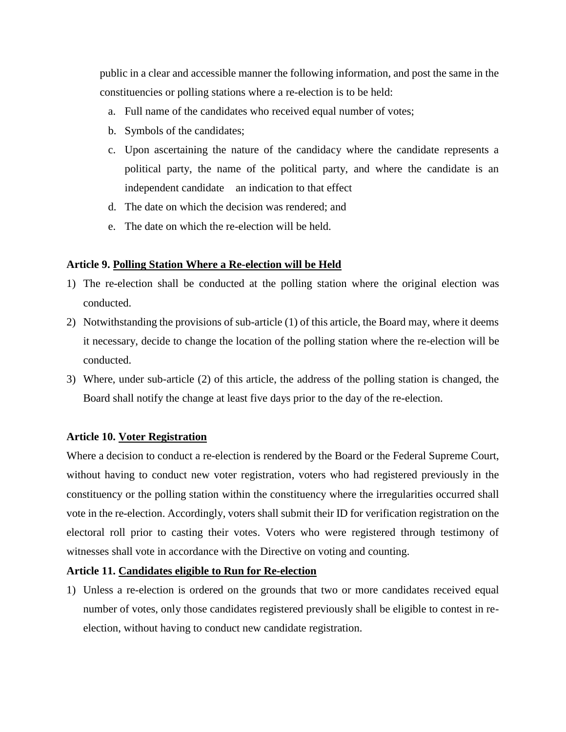public in a clear and accessible manner the following information, and post the same in the constituencies or polling stations where a re-election is to be held:

a. Full name of the candidates who received equal number of votes;
b. Symbols of the candidates;
c. Upon ascertaining the nature of the candidacy where the candidate represents a political party, the name of the political party, and where the candidate is an independent candidate   an indication to that effect
d. The date on which the decision was rendered; and
e. The date on which the re-election will be held.

**Article 9. Polling Station Where a Re-election will be Held**

1) The re-election shall be conducted at the polling station where the original election was conducted.
2) Notwithstanding the provisions of sub-article (1) of this article, the Board may, where it deems it necessary, decide to change the location of the polling station where the re-election will be conducted.
3) Where, under sub-article (2) of this article, the address of the polling station is changed, the Board shall notify the change at least five days prior to the day of the re-election.

**Article 10. Voter Registration**

Where a decision to conduct a re-election is rendered by the Board or the Federal Supreme Court, without having to conduct new voter registration, voters who had registered previously in the constituency or the polling station within the constituency where the irregularities occurred shall vote in the re-election. Accordingly, voters shall submit their ID for verification registration on the electoral roll prior to casting their votes. Voters who were registered through testimony of witnesses shall vote in accordance with the Directive on voting and counting.

**Article 11. Candidates eligible to Run for Re-election**

1) Unless a re-election is ordered on the grounds that two or more candidates received equal number of votes, only those candidates registered previously shall be eligible to contest in re-election, without having to conduct new candidate registration.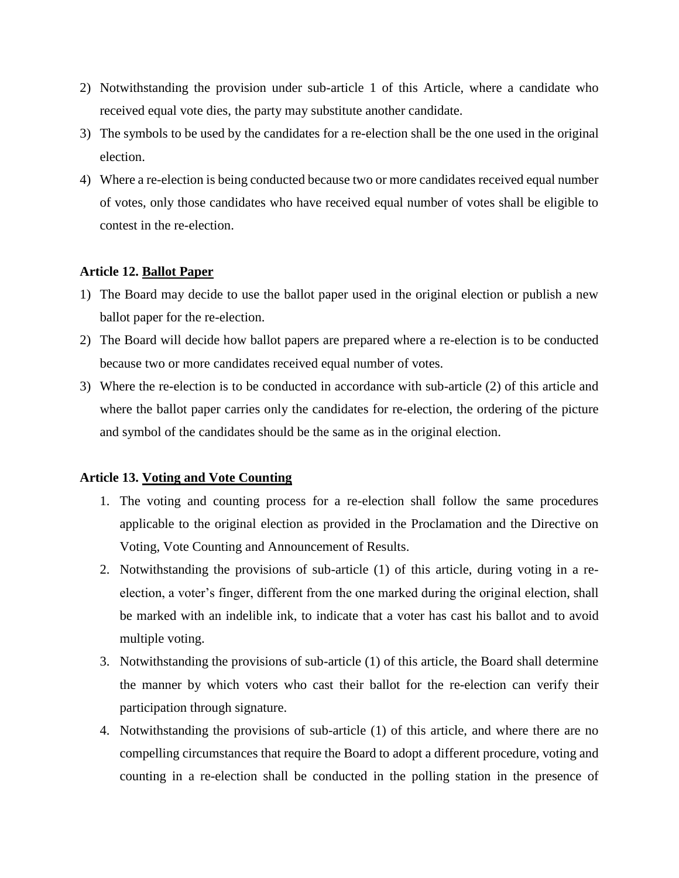2) Notwithstanding the provision under sub-article 1 of this Article, where a candidate who received equal vote dies, the party may substitute another candidate.
3) The symbols to be used by the candidates for a re-election shall be the one used in the original election.
4) Where a re-election is being conducted because two or more candidates received equal number of votes, only those candidates who have received equal number of votes shall be eligible to contest in the re-election.

**Article 12. Ballot Paper**

1) The Board may decide to use the ballot paper used in the original election or publish a new ballot paper for the re-election.
2) The Board will decide how ballot papers are prepared where a re-election is to be conducted because two or more candidates received equal number of votes.
3) Where the re-election is to be conducted in accordance with sub-article (2) of this article and where the ballot paper carries only the candidates for re-election, the ordering of the picture and symbol of the candidates should be the same as in the original election.

**Article 13. Voting and Vote Counting**

1. The voting and counting process for a re-election shall follow the same procedures applicable to the original election as provided in the Proclamation and the Directive on Voting, Vote Counting and Announcement of Results.
2. Notwithstanding the provisions of sub-article (1) of this article, during voting in a re-election, a voter's finger, different from the one marked during the original election, shall be marked with an indelible ink, to indicate that a voter has cast his ballot and to avoid multiple voting.
3. Notwithstanding the provisions of sub-article (1) of this article, the Board shall determine the manner by which voters who cast their ballot for the re-election can verify their participation through signature.
4. Notwithstanding the provisions of sub-article (1) of this article, and where there are no compelling circumstances that require the Board to adopt a different procedure, voting and counting in a re-election shall be conducted in the polling station in the presence of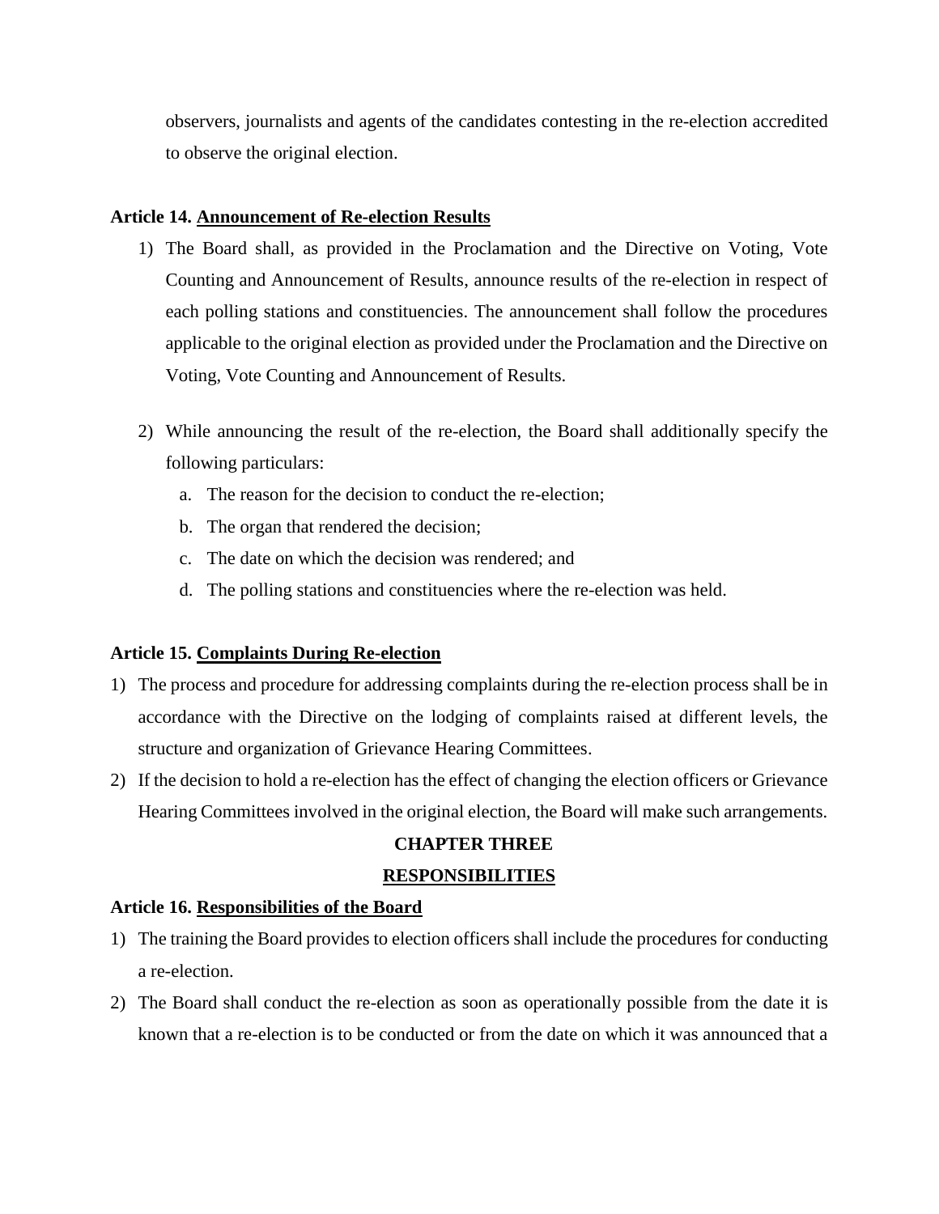observers, journalists and agents of the candidates contesting in the re-election accredited to observe the original election.

**Article 14. <u>Announcement of Re-election Results</u>**

1) The Board shall, as provided in the Proclamation and the Directive on Voting, Vote Counting and Announcement of Results, announce results of the re-election in respect of each polling stations and constituencies. The announcement shall follow the procedures applicable to the original election as provided under the Proclamation and the Directive on Voting, Vote Counting and Announcement of Results.

2) While announcing the result of the re-election, the Board shall additionally specify the following particulars:
   a. The reason for the decision to conduct the re-election;
   b. The organ that rendered the decision;
   c. The date on which the decision was rendered; and
   d. The polling stations and constituencies where the re-election was held.

**Article 15. <u>Complaints During Re-election</u>**

1) The process and procedure for addressing complaints during the re-election process shall be in accordance with the Directive on the lodging of complaints raised at different levels, the structure and organization of Grievance Hearing Committees.
2) If the decision to hold a re-election has the effect of changing the election officers or Grievance Hearing Committees involved in the original election, the Board will make such arrangements.

## CHAPTER THREE

## RESPONSIBILITIES

**Article 16. <u>Responsibilities of the Board</u>**

1) The training the Board provides to election officers shall include the procedures for conducting a re-election.
2) The Board shall conduct the re-election as soon as operationally possible from the date it is known that a re-election is to be conducted or from the date on which it was announced that a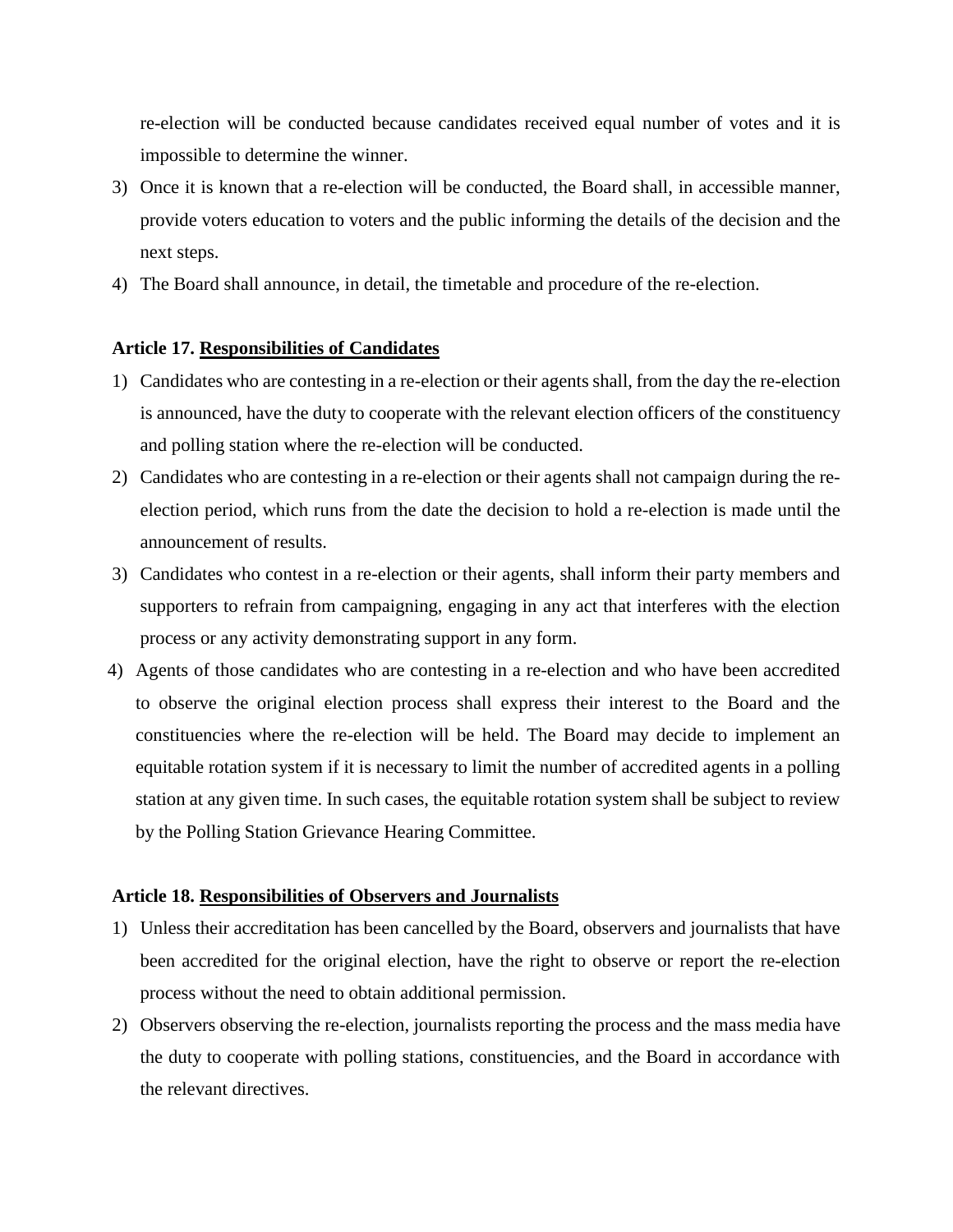re-election will be conducted because candidates received equal number of votes and it is impossible to determine the winner.

3) Once it is known that a re-election will be conducted, the Board shall, in accessible manner, provide voters education to voters and the public informing the details of the decision and the next steps.
4) The Board shall announce, in detail, the timetable and procedure of the re-election.

**Article 17. <u>Responsibilities of Candidates</u>**

1) Candidates who are contesting in a re-election or their agents shall, from the day the re-election is announced, have the duty to cooperate with the relevant election officers of the constituency and polling station where the re-election will be conducted.
2) Candidates who are contesting in a re-election or their agents shall not campaign during the re-election period, which runs from the date the decision to hold a re-election is made until the announcement of results.
3) Candidates who contest in a re-election or their agents, shall inform their party members and supporters to refrain from campaigning, engaging in any act that interferes with the election process or any activity demonstrating support in any form.
4) Agents of those candidates who are contesting in a re-election and who have been accredited to observe the original election process shall express their interest to the Board and the constituencies where the re-election will be held. The Board may decide to implement an equitable rotation system if it is necessary to limit the number of accredited agents in a polling station at any given time. In such cases, the equitable rotation system shall be subject to review by the Polling Station Grievance Hearing Committee.

**Article 18. <u>Responsibilities of Observers and Journalists</u>**

1) Unless their accreditation has been cancelled by the Board, observers and journalists that have been accredited for the original election, have the right to observe or report the re-election process without the need to obtain additional permission.
2) Observers observing the re-election, journalists reporting the process and the mass media have the duty to cooperate with polling stations, constituencies, and the Board in accordance with the relevant directives.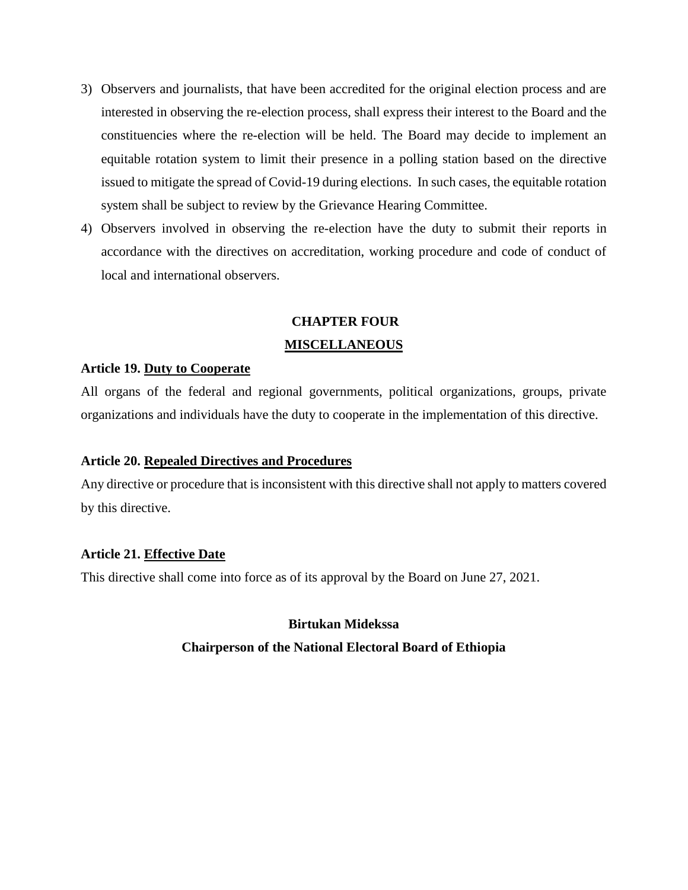3) Observers and journalists, that have been accredited for the original election process and are interested in observing the re-election process, shall express their interest to the Board and the constituencies where the re-election will be held. The Board may decide to implement an equitable rotation system to limit their presence in a polling station based on the directive issued to mitigate the spread of Covid-19 during elections. In such cases, the equitable rotation system shall be subject to review by the Grievance Hearing Committee.
4) Observers involved in observing the re-election have the duty to submit their reports in accordance with the directives on accreditation, working procedure and code of conduct of local and international observers.

## CHAPTER FOUR

## MISCELLANEOUS

**Article 19. Duty to Cooperate**

All organs of the federal and regional governments, political organizations, groups, private organizations and individuals have the duty to cooperate in the implementation of this directive.

**Article 20. Repealed Directives and Procedures**

Any directive or procedure that is inconsistent with this directive shall not apply to matters covered by this directive.

**Article 21. Effective Date**

This directive shall come into force as of its approval by the Board on June 27, 2021.

**Birtukan Midekssa**

**Chairperson of the National Electoral Board of Ethiopia**